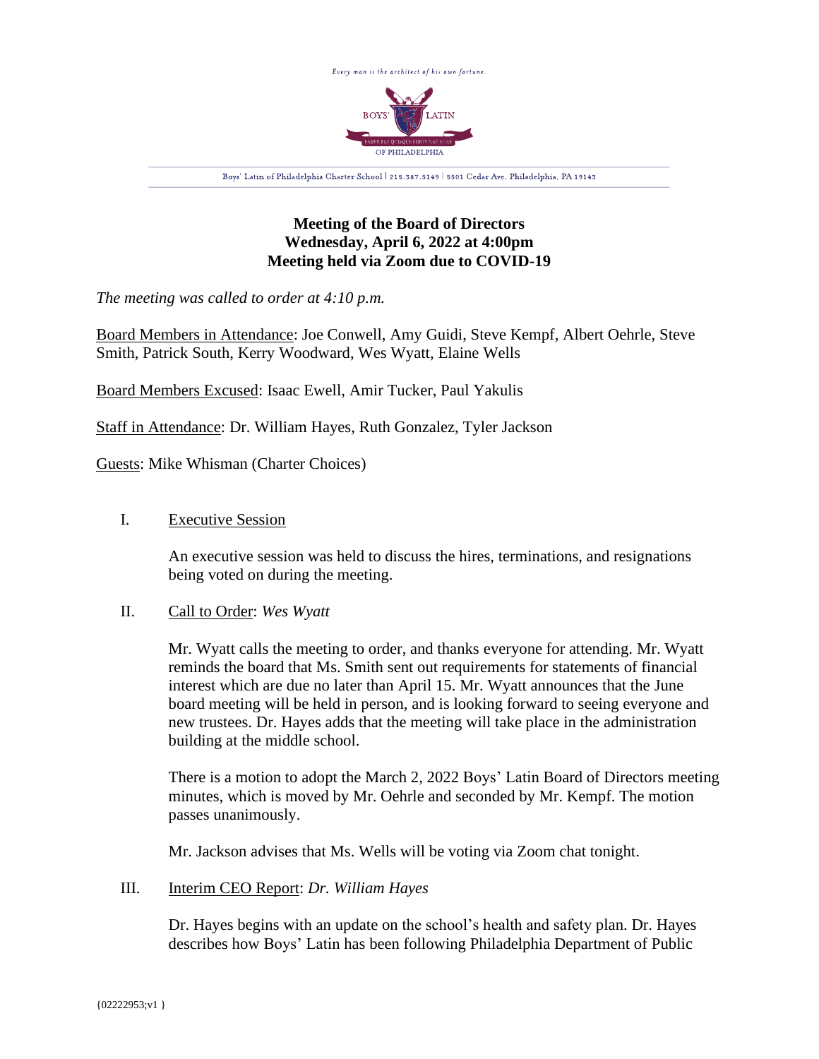*Every man is the architect of his own fortune.*

BOYS' LATIN

FABER EST QUISQUE FORTUNAE SUAE

OF PHILADELPHIA

Boys' Latin of Philadelphia Charter School | 215.387.5149 | 5501 Cedar Ave, Philadelphia, PA 19143

**Meeting of the Board of Directors**
**Wednesday, April 6, 2022 at 4:00pm**
**Meeting held via Zoom due to COVID-19**

*The meeting was called to order at 4:10 p.m.*

Board Members in Attendance: Joe Conwell, Amy Guidi, Steve Kempf, Albert Oehrle, Steve Smith, Patrick South, Kerry Woodward, Wes Wyatt, Elaine Wells

Board Members Excused: Isaac Ewell, Amir Tucker, Paul Yakulis

Staff in Attendance: Dr. William Hayes, Ruth Gonzalez, Tyler Jackson

Guests: Mike Whisman (Charter Choices)

I. Executive Session

An executive session was held to discuss the hires, terminations, and resignations being voted on during the meeting.

II. Call to Order: *Wes Wyatt*

Mr. Wyatt calls the meeting to order, and thanks everyone for attending. Mr. Wyatt reminds the board that Ms. Smith sent out requirements for statements of financial interest which are due no later than April 15. Mr. Wyatt announces that the June board meeting will be held in person, and is looking forward to seeing everyone and new trustees. Dr. Hayes adds that the meeting will take place in the administration building at the middle school.

There is a motion to adopt the March 2, 2022 Boys' Latin Board of Directors meeting minutes, which is moved by Mr. Oehrle and seconded by Mr. Kempf. The motion passes unanimously.

Mr. Jackson advises that Ms. Wells will be voting via Zoom chat tonight.

III. Interim CEO Report: *Dr. William Hayes*

Dr. Hayes begins with an update on the school's health and safety plan. Dr. Hayes describes how Boys' Latin has been following Philadelphia Department of Public

{02222953;v1 }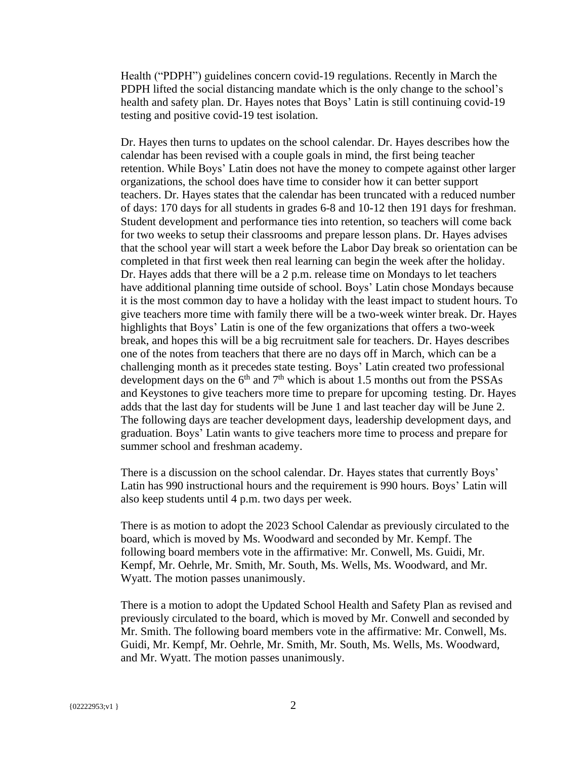Health ("PDPH") guidelines concern covid-19 regulations. Recently in March the PDPH lifted the social distancing mandate which is the only change to the school's health and safety plan. Dr. Hayes notes that Boys' Latin is still continuing covid-19 testing and positive covid-19 test isolation.

Dr. Hayes then turns to updates on the school calendar. Dr. Hayes describes how the calendar has been revised with a couple goals in mind, the first being teacher retention. While Boys' Latin does not have the money to compete against other larger organizations, the school does have time to consider how it can better support teachers. Dr. Hayes states that the calendar has been truncated with a reduced number of days: 170 days for all students in grades 6-8 and 10-12 then 191 days for freshman. Student development and performance ties into retention, so teachers will come back for two weeks to setup their classrooms and prepare lesson plans. Dr. Hayes advises that the school year will start a week before the Labor Day break so orientation can be completed in that first week then real learning can begin the week after the holiday. Dr. Hayes adds that there will be a 2 p.m. release time on Mondays to let teachers have additional planning time outside of school. Boys' Latin chose Mondays because it is the most common day to have a holiday with the least impact to student hours. To give teachers more time with family there will be a two-week winter break. Dr. Hayes highlights that Boys' Latin is one of the few organizations that offers a two-week break, and hopes this will be a big recruitment sale for teachers. Dr. Hayes describes one of the notes from teachers that there are no days off in March, which can be a challenging month as it precedes state testing. Boys' Latin created two professional development days on the 6th and 7th which is about 1.5 months out from the PSSAs and Keystones to give teachers more time to prepare for upcoming testing. Dr. Hayes adds that the last day for students will be June 1 and last teacher day will be June 2. The following days are teacher development days, leadership development days, and graduation. Boys' Latin wants to give teachers more time to process and prepare for summer school and freshman academy.

There is a discussion on the school calendar. Dr. Hayes states that currently Boys' Latin has 990 instructional hours and the requirement is 990 hours. Boys' Latin will also keep students until 4 p.m. two days per week.

There is as motion to adopt the 2023 School Calendar as previously circulated to the board, which is moved by Ms. Woodward and seconded by Mr. Kempf. The following board members vote in the affirmative: Mr. Conwell, Ms. Guidi, Mr. Kempf, Mr. Oehrle, Mr. Smith, Mr. South, Ms. Wells, Ms. Woodward, and Mr. Wyatt. The motion passes unanimously.

There is a motion to adopt the Updated School Health and Safety Plan as revised and previously circulated to the board, which is moved by Mr. Conwell and seconded by Mr. Smith. The following board members vote in the affirmative: Mr. Conwell, Ms. Guidi, Mr. Kempf, Mr. Oehrle, Mr. Smith, Mr. South, Ms. Wells, Ms. Woodward, and Mr. Wyatt. The motion passes unanimously.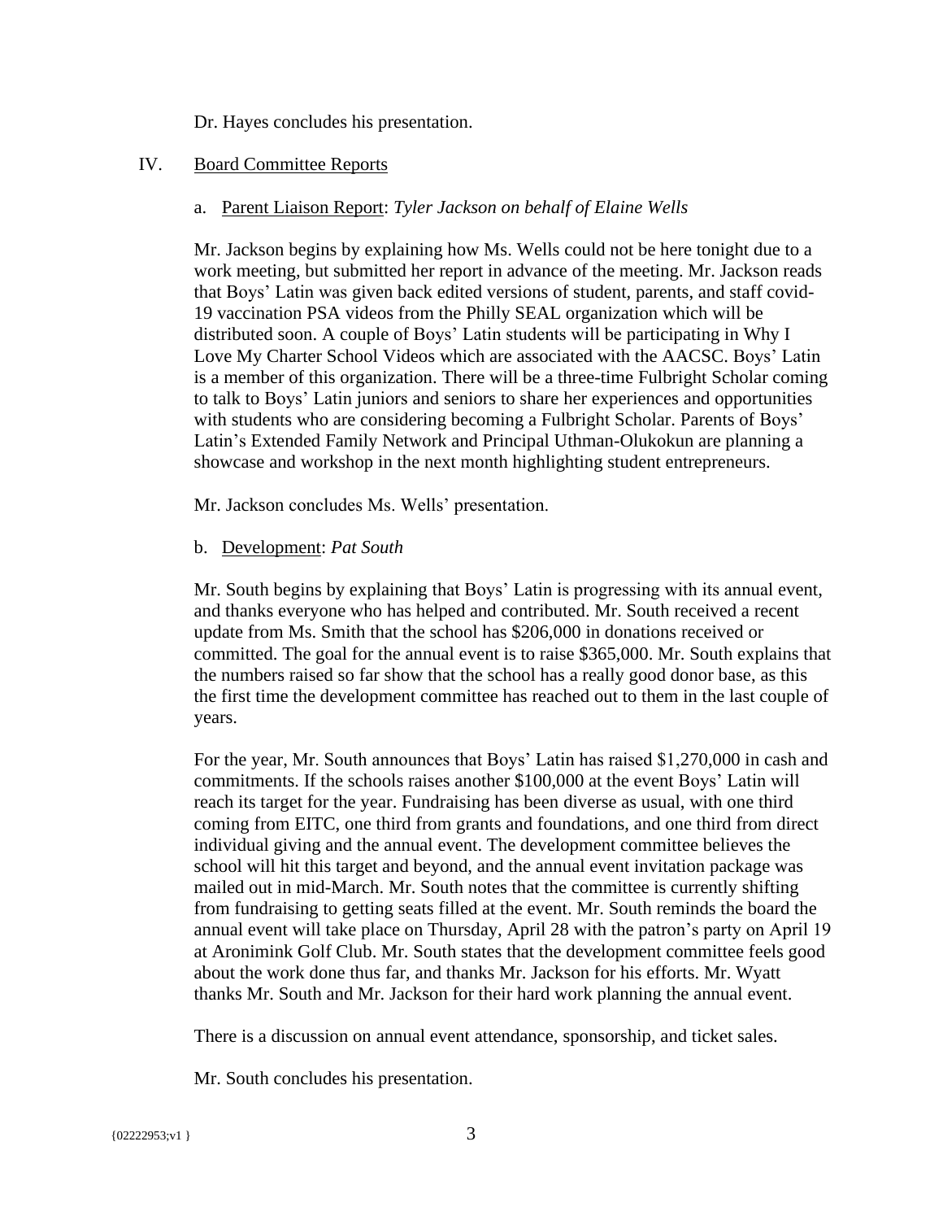Dr. Hayes concludes his presentation.

## IV. Board Committee Reports

### a. Parent Liaison Report: *Tyler Jackson on behalf of Elaine Wells*

Mr. Jackson begins by explaining how Ms. Wells could not be here tonight due to a work meeting, but submitted her report in advance of the meeting. Mr. Jackson reads that Boys' Latin was given back edited versions of student, parents, and staff covid-19 vaccination PSA videos from the Philly SEAL organization which will be distributed soon. A couple of Boys' Latin students will be participating in Why I Love My Charter School Videos which are associated with the AACSC. Boys' Latin is a member of this organization. There will be a three-time Fulbright Scholar coming to talk to Boys' Latin juniors and seniors to share her experiences and opportunities with students who are considering becoming a Fulbright Scholar. Parents of Boys' Latin's Extended Family Network and Principal Uthman-Olukokun are planning a showcase and workshop in the next month highlighting student entrepreneurs.

Mr. Jackson concludes Ms. Wells' presentation.

### b. Development: *Pat South*

Mr. South begins by explaining that Boys' Latin is progressing with its annual event, and thanks everyone who has helped and contributed. Mr. South received a recent update from Ms. Smith that the school has $206,000 in donations received or committed. The goal for the annual event is to raise $365,000. Mr. South explains that the numbers raised so far show that the school has a really good donor base, as this the first time the development committee has reached out to them in the last couple of years.

For the year, Mr. South announces that Boys' Latin has raised $1,270,000 in cash and commitments. If the schools raises another $100,000 at the event Boys' Latin will reach its target for the year. Fundraising has been diverse as usual, with one third coming from EITC, one third from grants and foundations, and one third from direct individual giving and the annual event. The development committee believes the school will hit this target and beyond, and the annual event invitation package was mailed out in mid-March. Mr. South notes that the committee is currently shifting from fundraising to getting seats filled at the event. Mr. South reminds the board the annual event will take place on Thursday, April 28 with the patron's party on April 19 at Aronimink Golf Club. Mr. South states that the development committee feels good about the work done thus far, and thanks Mr. Jackson for his efforts. Mr. Wyatt thanks Mr. South and Mr. Jackson for their hard work planning the annual event.

There is a discussion on annual event attendance, sponsorship, and ticket sales.

Mr. South concludes his presentation.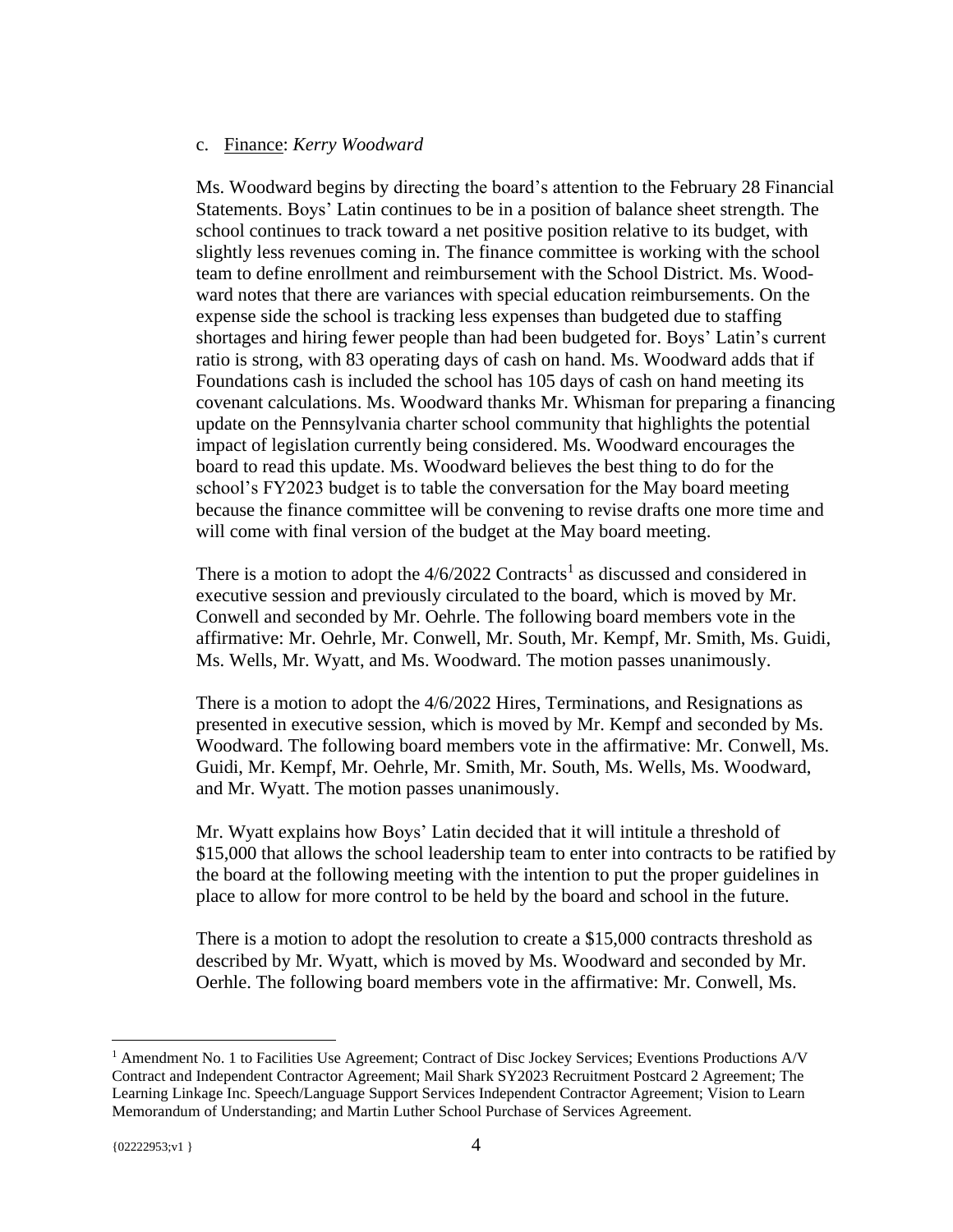c. Finance: *Kerry Woodward*

Ms. Woodward begins by directing the board's attention to the February 28 Financial Statements. Boys' Latin continues to be in a position of balance sheet strength. The school continues to track toward a net positive position relative to its budget, with slightly less revenues coming in. The finance committee is working with the school team to define enrollment and reimbursement with the School District. Ms. Woodward notes that there are variances with special education reimbursements. On the expense side the school is tracking less expenses than budgeted due to staffing shortages and hiring fewer people than had been budgeted for. Boys' Latin's current ratio is strong, with 83 operating days of cash on hand. Ms. Woodward adds that if Foundations cash is included the school has 105 days of cash on hand meeting its covenant calculations. Ms. Woodward thanks Mr. Whisman for preparing a financing update on the Pennsylvania charter school community that highlights the potential impact of legislation currently being considered. Ms. Woodward encourages the board to read this update. Ms. Woodward believes the best thing to do for the school's FY2023 budget is to table the conversation for the May board meeting because the finance committee will be convening to revise drafts one more time and will come with final version of the budget at the May board meeting.

There is a motion to adopt the 4/6/2022 Contracts[1] as discussed and considered in executive session and previously circulated to the board, which is moved by Mr. Conwell and seconded by Mr. Oehrle. The following board members vote in the affirmative: Mr. Oehrle, Mr. Conwell, Mr. South, Mr. Kempf, Mr. Smith, Ms. Guidi, Ms. Wells, Mr. Wyatt, and Ms. Woodward. The motion passes unanimously.

There is a motion to adopt the 4/6/2022 Hires, Terminations, and Resignations as presented in executive session, which is moved by Mr. Kempf and seconded by Ms. Woodward. The following board members vote in the affirmative: Mr. Conwell, Ms. Guidi, Mr. Kempf, Mr. Oehrle, Mr. Smith, Mr. South, Ms. Wells, Ms. Woodward, and Mr. Wyatt. The motion passes unanimously.

Mr. Wyatt explains how Boys' Latin decided that it will intitule a threshold of $15,000 that allows the school leadership team to enter into contracts to be ratified by the board at the following meeting with the intention to put the proper guidelines in place to allow for more control to be held by the board and school in the future.

There is a motion to adopt the resolution to create a $15,000 contracts threshold as described by Mr. Wyatt, which is moved by Ms. Woodward and seconded by Mr. Oerhle. The following board members vote in the affirmative: Mr. Conwell, Ms.

[1] Amendment No. 1 to Facilities Use Agreement; Contract of Disc Jockey Services; Eventions Productions A/V Contract and Independent Contractor Agreement; Mail Shark SY2023 Recruitment Postcard 2 Agreement; The Learning Linkage Inc. Speech/Language Support Services Independent Contractor Agreement; Vision to Learn Memorandum of Understanding; and Martin Luther School Purchase of Services Agreement.

{02222953;v1 }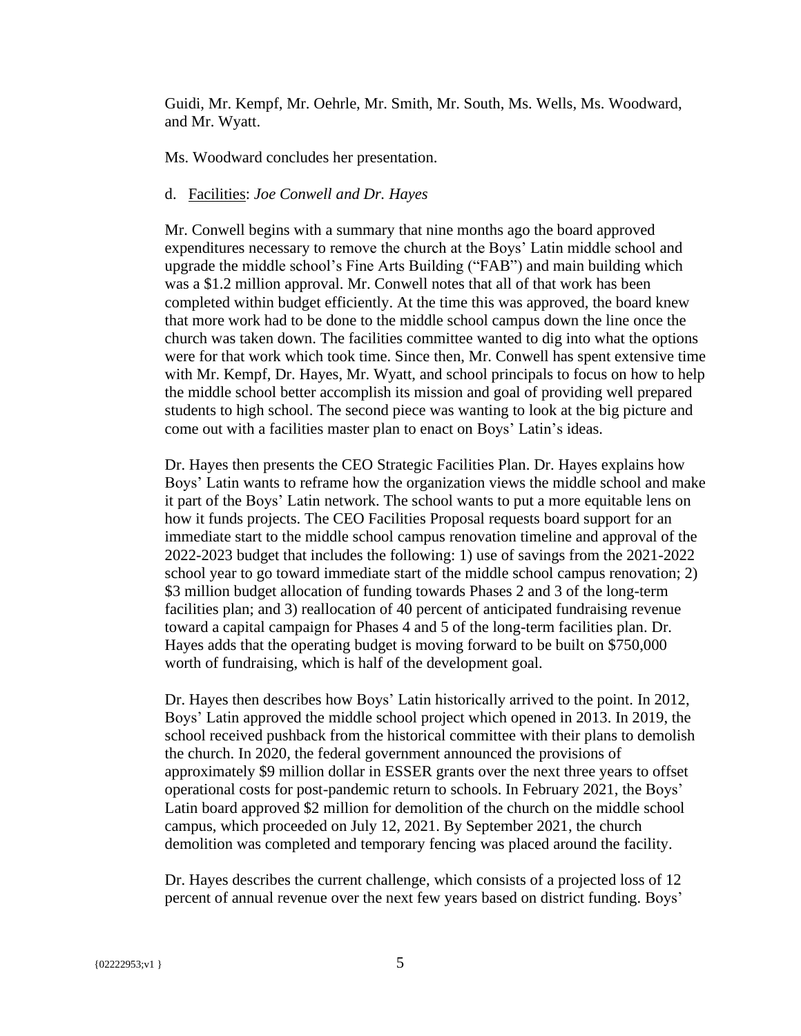Guidi, Mr. Kempf, Mr. Oehrle, Mr. Smith, Mr. South, Ms. Wells, Ms. Woodward, and Mr. Wyatt.

Ms. Woodward concludes her presentation.

d. Facilities: *Joe Conwell and Dr. Hayes*

Mr. Conwell begins with a summary that nine months ago the board approved expenditures necessary to remove the church at the Boys' Latin middle school and upgrade the middle school's Fine Arts Building ("FAB") and main building which was a $1.2 million approval. Mr. Conwell notes that all of that work has been completed within budget efficiently. At the time this was approved, the board knew that more work had to be done to the middle school campus down the line once the church was taken down. The facilities committee wanted to dig into what the options were for that work which took time. Since then, Mr. Conwell has spent extensive time with Mr. Kempf, Dr. Hayes, Mr. Wyatt, and school principals to focus on how to help the middle school better accomplish its mission and goal of providing well prepared students to high school. The second piece was wanting to look at the big picture and come out with a facilities master plan to enact on Boys' Latin's ideas.

Dr. Hayes then presents the CEO Strategic Facilities Plan. Dr. Hayes explains how Boys' Latin wants to reframe how the organization views the middle school and make it part of the Boys' Latin network. The school wants to put a more equitable lens on how it funds projects. The CEO Facilities Proposal requests board support for an immediate start to the middle school campus renovation timeline and approval of the 2022-2023 budget that includes the following: 1) use of savings from the 2021-2022 school year to go toward immediate start of the middle school campus renovation; 2) $3 million budget allocation of funding towards Phases 2 and 3 of the long-term facilities plan; and 3) reallocation of 40 percent of anticipated fundraising revenue toward a capital campaign for Phases 4 and 5 of the long-term facilities plan. Dr. Hayes adds that the operating budget is moving forward to be built on $750,000 worth of fundraising, which is half of the development goal.

Dr. Hayes then describes how Boys' Latin historically arrived to the point. In 2012, Boys' Latin approved the middle school project which opened in 2013. In 2019, the school received pushback from the historical committee with their plans to demolish the church. In 2020, the federal government announced the provisions of approximately $9 million dollar in ESSER grants over the next three years to offset operational costs for post-pandemic return to schools. In February 2021, the Boys' Latin board approved $2 million for demolition of the church on the middle school campus, which proceeded on July 12, 2021. By September 2021, the church demolition was completed and temporary fencing was placed around the facility.

Dr. Hayes describes the current challenge, which consists of a projected loss of 12 percent of annual revenue over the next few years based on district funding. Boys'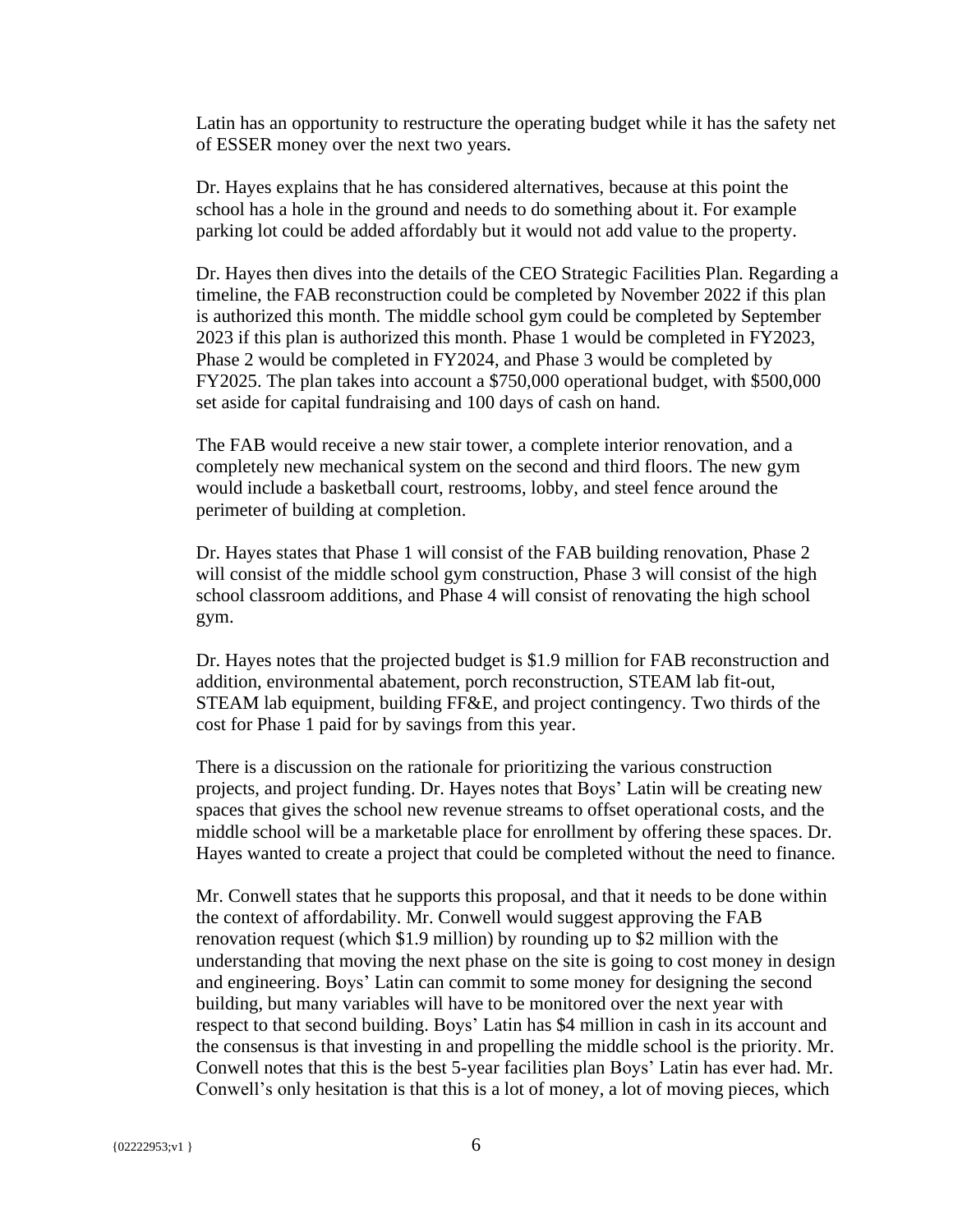Latin has an opportunity to restructure the operating budget while it has the safety net of ESSER money over the next two years.

Dr. Hayes explains that he has considered alternatives, because at this point the school has a hole in the ground and needs to do something about it. For example parking lot could be added affordably but it would not add value to the property.

Dr. Hayes then dives into the details of the CEO Strategic Facilities Plan. Regarding a timeline, the FAB reconstruction could be completed by November 2022 if this plan is authorized this month. The middle school gym could be completed by September 2023 if this plan is authorized this month. Phase 1 would be completed in FY2023, Phase 2 would be completed in FY2024, and Phase 3 would be completed by FY2025. The plan takes into account a $750,000 operational budget, with $500,000 set aside for capital fundraising and 100 days of cash on hand.

The FAB would receive a new stair tower, a complete interior renovation, and a completely new mechanical system on the second and third floors. The new gym would include a basketball court, restrooms, lobby, and steel fence around the perimeter of building at completion.

Dr. Hayes states that Phase 1 will consist of the FAB building renovation, Phase 2 will consist of the middle school gym construction, Phase 3 will consist of the high school classroom additions, and Phase 4 will consist of renovating the high school gym.

Dr. Hayes notes that the projected budget is $1.9 million for FAB reconstruction and addition, environmental abatement, porch reconstruction, STEAM lab fit-out, STEAM lab equipment, building FF&E, and project contingency. Two thirds of the cost for Phase 1 paid for by savings from this year.

There is a discussion on the rationale for prioritizing the various construction projects, and project funding. Dr. Hayes notes that Boys' Latin will be creating new spaces that gives the school new revenue streams to offset operational costs, and the middle school will be a marketable place for enrollment by offering these spaces. Dr. Hayes wanted to create a project that could be completed without the need to finance.

Mr. Conwell states that he supports this proposal, and that it needs to be done within the context of affordability. Mr. Conwell would suggest approving the FAB renovation request (which $1.9 million) by rounding up to $2 million with the understanding that moving the next phase on the site is going to cost money in design and engineering. Boys' Latin can commit to some money for designing the second building, but many variables will have to be monitored over the next year with respect to that second building. Boys' Latin has $4 million in cash in its account and the consensus is that investing in and propelling the middle school is the priority. Mr. Conwell notes that this is the best 5-year facilities plan Boys' Latin has ever had. Mr. Conwell's only hesitation is that this is a lot of money, a lot of moving pieces, which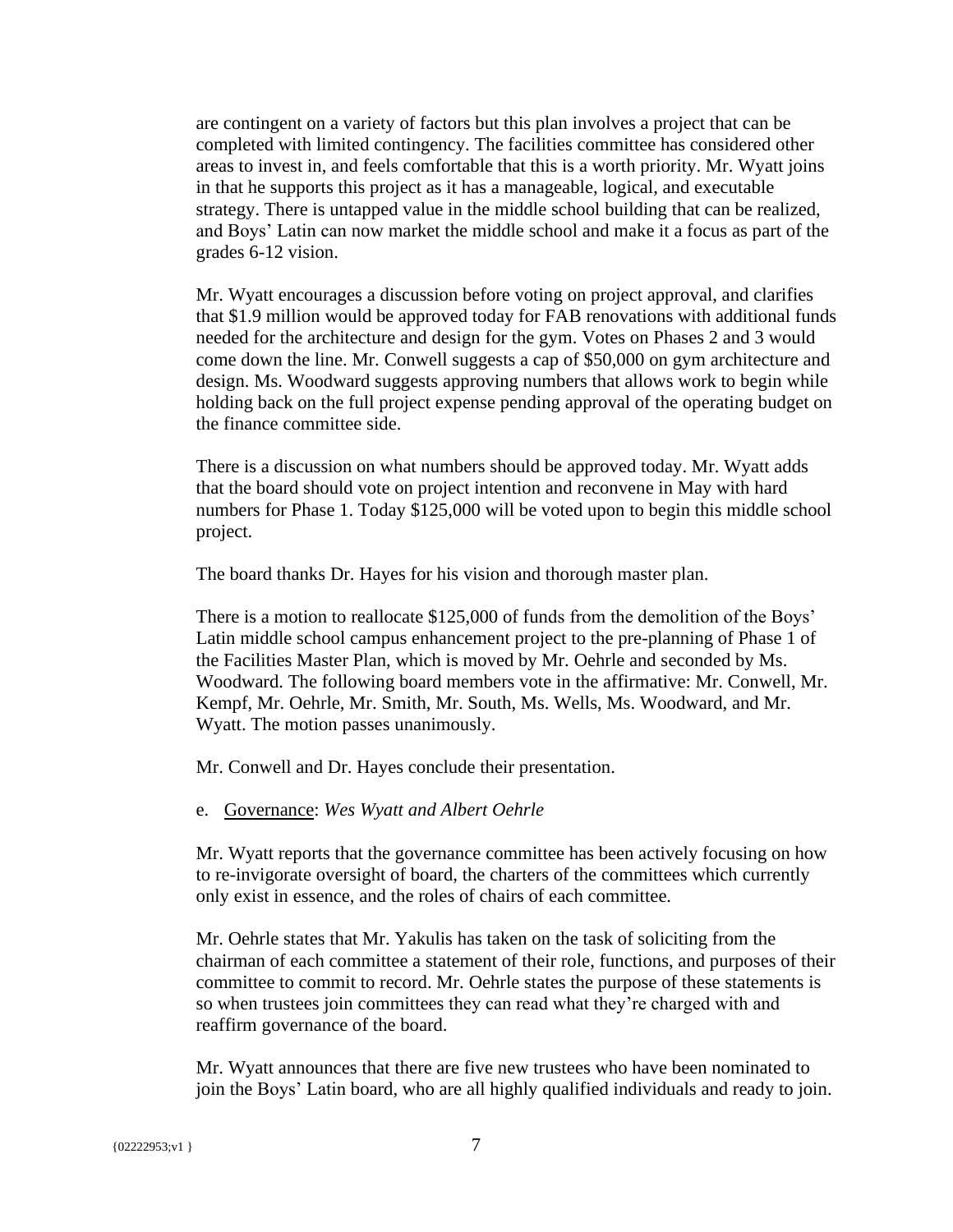are contingent on a variety of factors but this plan involves a project that can be completed with limited contingency. The facilities committee has considered other areas to invest in, and feels comfortable that this is a worth priority. Mr. Wyatt joins in that he supports this project as it has a manageable, logical, and executable strategy. There is untapped value in the middle school building that can be realized, and Boys' Latin can now market the middle school and make it a focus as part of the grades 6-12 vision.

Mr. Wyatt encourages a discussion before voting on project approval, and clarifies that $1.9 million would be approved today for FAB renovations with additional funds needed for the architecture and design for the gym. Votes on Phases 2 and 3 would come down the line. Mr. Conwell suggests a cap of $50,000 on gym architecture and design. Ms. Woodward suggests approving numbers that allows work to begin while holding back on the full project expense pending approval of the operating budget on the finance committee side.

There is a discussion on what numbers should be approved today. Mr. Wyatt adds that the board should vote on project intention and reconvene in May with hard numbers for Phase 1. Today $125,000 will be voted upon to begin this middle school project.

The board thanks Dr. Hayes for his vision and thorough master plan.

There is a motion to reallocate $125,000 of funds from the demolition of the Boys' Latin middle school campus enhancement project to the pre-planning of Phase 1 of the Facilities Master Plan, which is moved by Mr. Oehrle and seconded by Ms. Woodward. The following board members vote in the affirmative: Mr. Conwell, Mr. Kempf, Mr. Oehrle, Mr. Smith, Mr. South, Ms. Wells, Ms. Woodward, and Mr. Wyatt. The motion passes unanimously.

Mr. Conwell and Dr. Hayes conclude their presentation.

e. Governance: *Wes Wyatt and Albert Oehrle*

Mr. Wyatt reports that the governance committee has been actively focusing on how to re-invigorate oversight of board, the charters of the committees which currently only exist in essence, and the roles of chairs of each committee.

Mr. Oehrle states that Mr. Yakulis has taken on the task of soliciting from the chairman of each committee a statement of their role, functions, and purposes of their committee to commit to record. Mr. Oehrle states the purpose of these statements is so when trustees join committees they can read what they're charged with and reaffirm governance of the board.

Mr. Wyatt announces that there are five new trustees who have been nominated to join the Boys' Latin board, who are all highly qualified individuals and ready to join.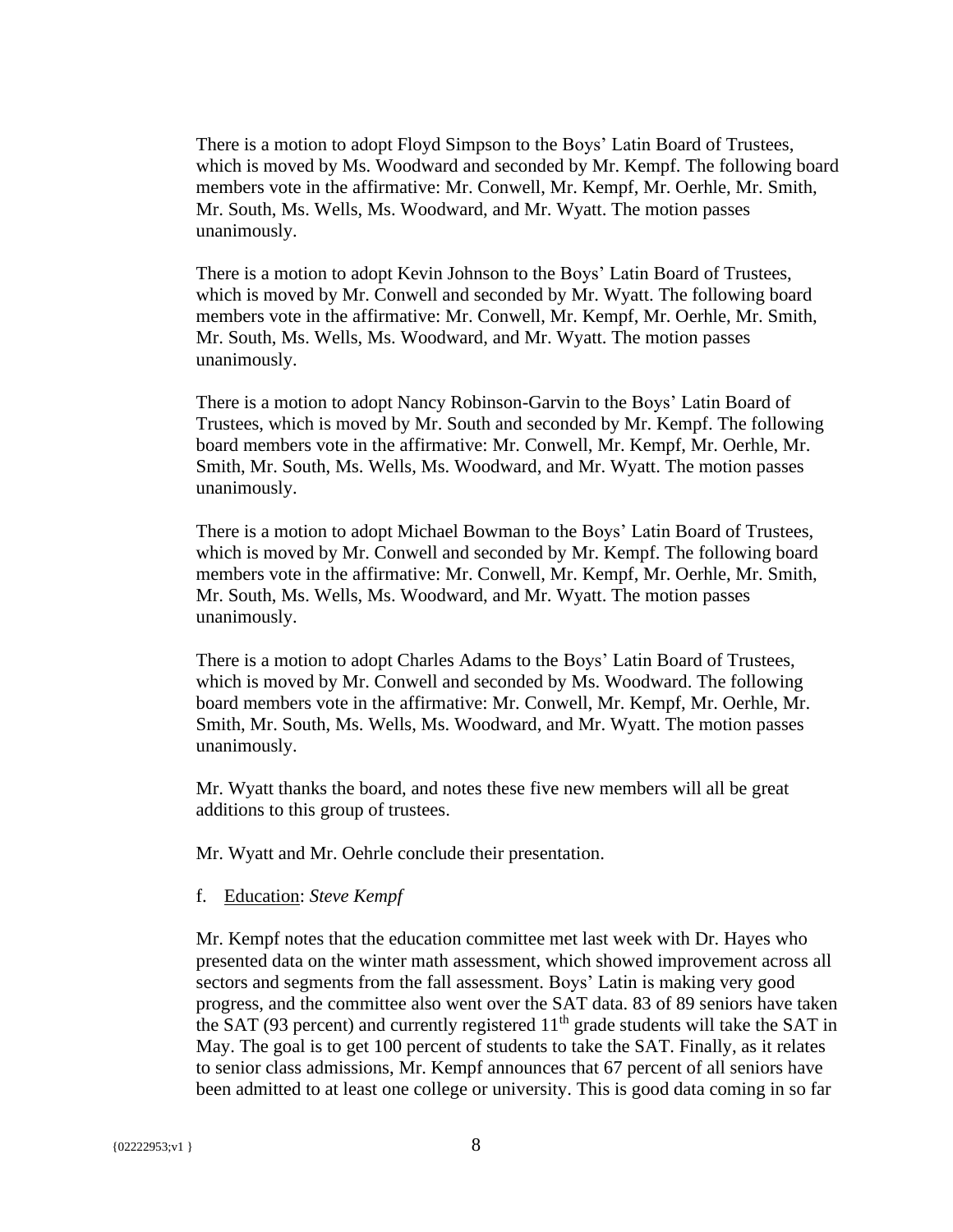There is a motion to adopt Floyd Simpson to the Boys' Latin Board of Trustees, which is moved by Ms. Woodward and seconded by Mr. Kempf. The following board members vote in the affirmative: Mr. Conwell, Mr. Kempf, Mr. Oerhle, Mr. Smith, Mr. South, Ms. Wells, Ms. Woodward, and Mr. Wyatt. The motion passes unanimously.

There is a motion to adopt Kevin Johnson to the Boys' Latin Board of Trustees, which is moved by Mr. Conwell and seconded by Mr. Wyatt. The following board members vote in the affirmative: Mr. Conwell, Mr. Kempf, Mr. Oerhle, Mr. Smith, Mr. South, Ms. Wells, Ms. Woodward, and Mr. Wyatt. The motion passes unanimously.

There is a motion to adopt Nancy Robinson-Garvin to the Boys' Latin Board of Trustees, which is moved by Mr. South and seconded by Mr. Kempf. The following board members vote in the affirmative: Mr. Conwell, Mr. Kempf, Mr. Oerhle, Mr. Smith, Mr. South, Ms. Wells, Ms. Woodward, and Mr. Wyatt. The motion passes unanimously.

There is a motion to adopt Michael Bowman to the Boys' Latin Board of Trustees, which is moved by Mr. Conwell and seconded by Mr. Kempf. The following board members vote in the affirmative: Mr. Conwell, Mr. Kempf, Mr. Oerhle, Mr. Smith, Mr. South, Ms. Wells, Ms. Woodward, and Mr. Wyatt. The motion passes unanimously.

There is a motion to adopt Charles Adams to the Boys' Latin Board of Trustees, which is moved by Mr. Conwell and seconded by Ms. Woodward. The following board members vote in the affirmative: Mr. Conwell, Mr. Kempf, Mr. Oerhle, Mr. Smith, Mr. South, Ms. Wells, Ms. Woodward, and Mr. Wyatt. The motion passes unanimously.

Mr. Wyatt thanks the board, and notes these five new members will all be great additions to this group of trustees.

Mr. Wyatt and Mr. Oehrle conclude their presentation.

f. Education: *Steve Kempf*

Mr. Kempf notes that the education committee met last week with Dr. Hayes who presented data on the winter math assessment, which showed improvement across all sectors and segments from the fall assessment. Boys' Latin is making very good progress, and the committee also went over the SAT data. 83 of 89 seniors have taken the SAT (93 percent) and currently registered 11th grade students will take the SAT in May. The goal is to get 100 percent of students to take the SAT. Finally, as it relates to senior class admissions, Mr. Kempf announces that 67 percent of all seniors have been admitted to at least one college or university. This is good data coming in so far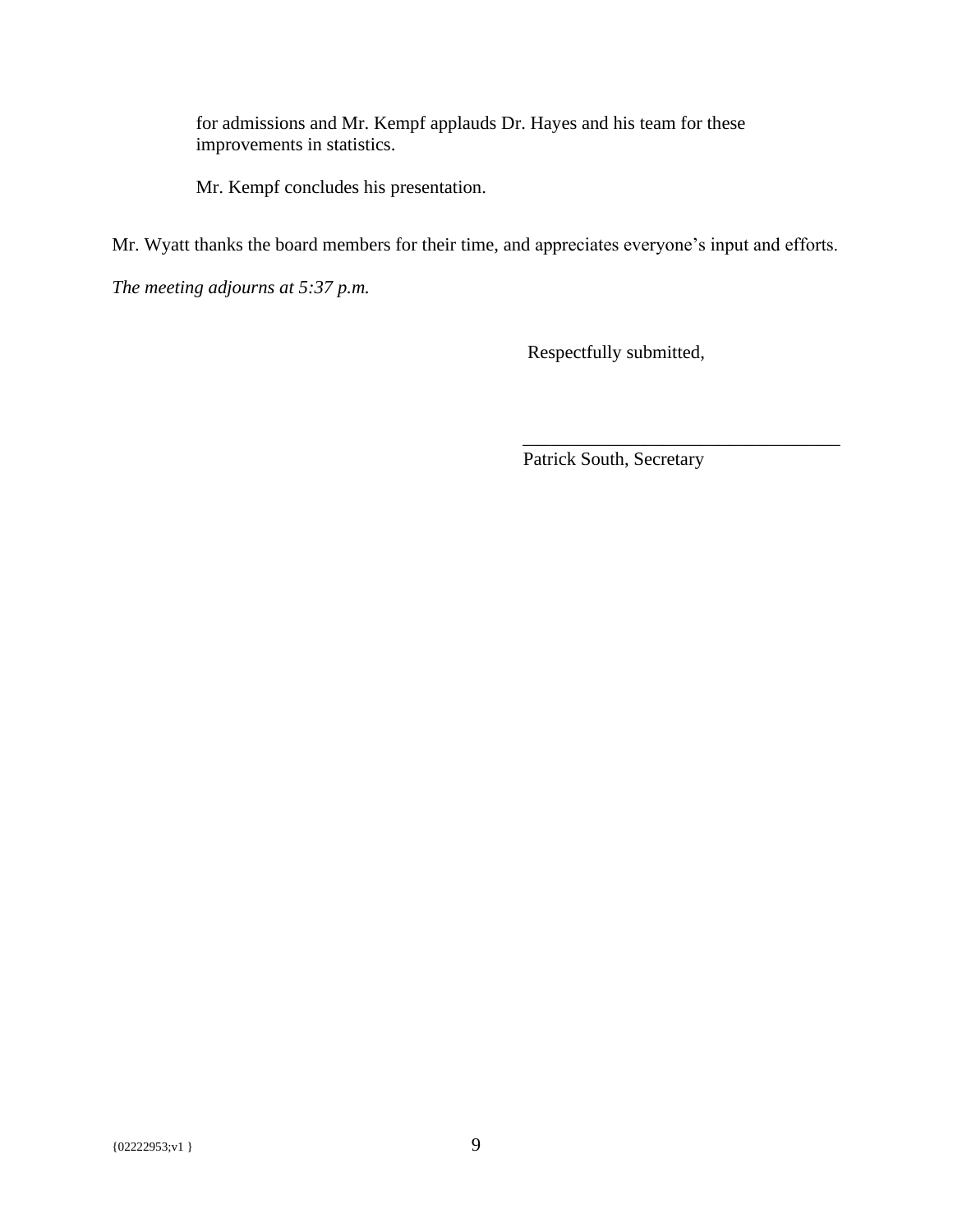for admissions and Mr. Kempf applauds Dr. Hayes and his team for these improvements in statistics.

Mr. Kempf concludes his presentation.

Mr. Wyatt thanks the board members for their time, and appreciates everyone's input and efforts.

*The meeting adjourns at 5:37 p.m.*

Respectfully submitted,

\_\_\_\_\_\_\_\_\_\_\_\_\_\_\_\_\_\_\_\_\_\_\_\_\_\_\_\_\_\_\_\_\_\_

Patrick South, Secretary

{02222953;v1 }